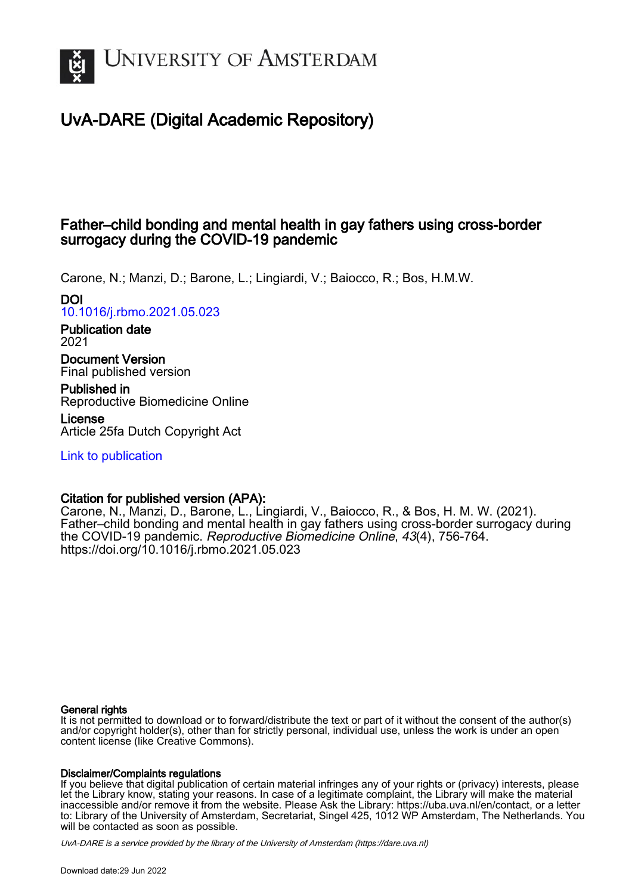# UvA-DARE (Digital Academic Repository)

## Father–child bonding and mental health in gay fathers using cross-border surrogacy during the COVID-19 pandemic

Carone, N.; Manzi, D.; Barone, L.; Lingiardi, V.; Baiocco, R.; Bos, H.M.W.

**DOI**
10.1016/j.rbmo.2021.05.023

**Publication date**
2021

**Document Version**
Final published version

**Published in**
Reproductive Biomedicine Online

**License**
Article 25fa Dutch Copyright Act

Link to publication

**Citation for published version (APA):**
Carone, N., Manzi, D., Barone, L., Lingiardi, V., Baiocco, R., & Bos, H. M. W. (2021). Father–child bonding and mental health in gay fathers using cross-border surrogacy during the COVID-19 pandemic. *Reproductive Biomedicine Online*, *43*(4), 756-764. https://doi.org/10.1016/j.rbmo.2021.05.023

**General rights**
It is not permitted to download or to forward/distribute the text or part of it without the consent of the author(s) and/or copyright holder(s), other than for strictly personal, individual use, unless the work is under an open content license (like Creative Commons).

**Disclaimer/Complaints regulations**
If you believe that digital publication of certain material infringes any of your rights or (privacy) interests, please let the Library know, stating your reasons. In case of a legitimate complaint, the Library will make the material inaccessible and/or remove it from the website. Please Ask the Library: https://uba.uva.nl/en/contact, or a letter to: Library of the University of Amsterdam, Secretariat, Singel 425, 1012 WP Amsterdam, The Netherlands. You will be contacted as soon as possible.

UvA-DARE is a service provided by the library of the University of Amsterdam (https://dare.uva.nl)

Download date:29 Jun 2022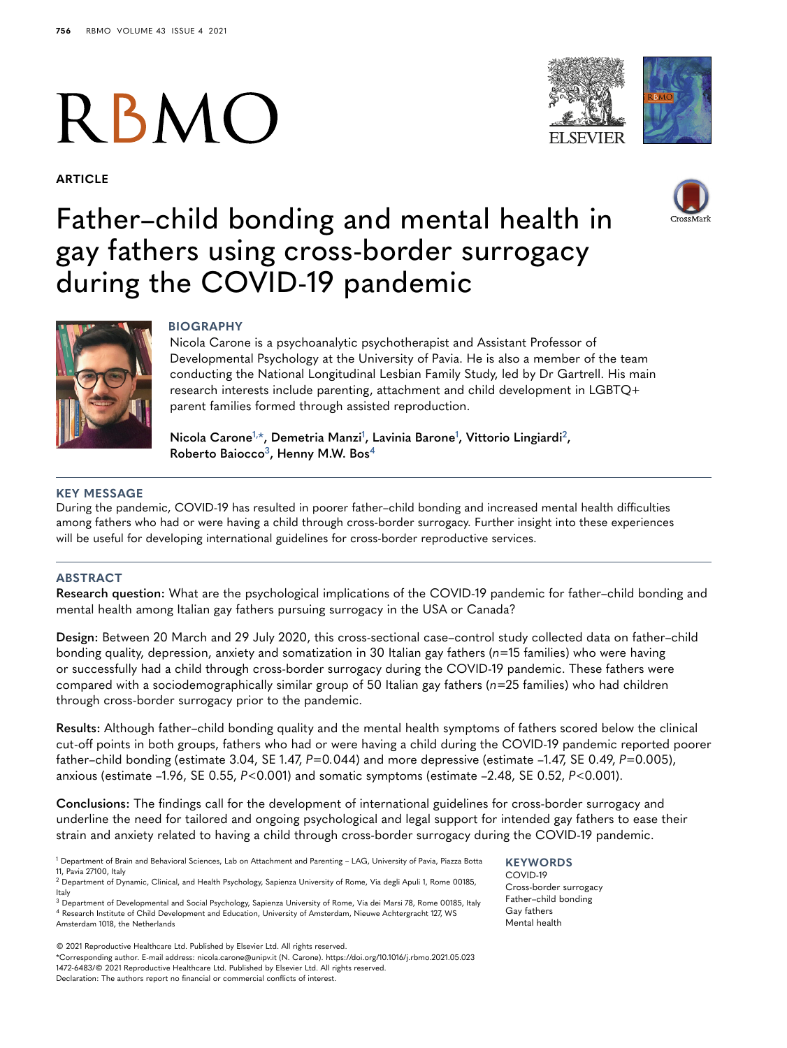ARTICLE

# Father–child bonding and mental health in gay fathers using cross-border surrogacy during the COVID-19 pandemic

## BIOGRAPHY

Nicola Carone is a psychoanalytic psychotherapist and Assistant Professor of Developmental Psychology at the University of Pavia. He is also a member of the team conducting the National Longitudinal Lesbian Family Study, led by Dr Gartrell. His main research interests include parenting, attachment and child development in LGBTQ+ parent families formed through assisted reproduction.

**Nicola Carone[1,*], Demetria Manzi[1], Lavinia Barone[1], Vittorio Lingiardi[2], Roberto Baiocco[3], Henny M.W. Bos[4]**

## KEY MESSAGE

During the pandemic, COVID-19 has resulted in poorer father–child bonding and increased mental health difficulties among fathers who had or were having a child through cross-border surrogacy. Further insight into these experiences will be useful for developing international guidelines for cross-border reproductive services.

## ABSTRACT

**Research question:** What are the psychological implications of the COVID-19 pandemic for father–child bonding and mental health among Italian gay fathers pursuing surrogacy in the USA or Canada?

**Design:** Between 20 March and 29 July 2020, this cross-sectional case–control study collected data on father–child bonding quality, depression, anxiety and somatization in 30 Italian gay fathers ($n$=15 families) who were having or successfully had a child through cross-border surrogacy during the COVID-19 pandemic. These fathers were compared with a sociodemographically similar group of 50 Italian gay fathers ($n$=25 families) who had children through cross-border surrogacy prior to the pandemic.

**Results:** Although father–child bonding quality and the mental health symptoms of fathers scored below the clinical cut-off points in both groups, fathers who had or were having a child during the COVID-19 pandemic reported poorer father–child bonding (estimate 3.04, SE 1.47, $P$=0.044) and more depressive (estimate –1.47, SE 0.49, $P$=0.005), anxious (estimate –1.96, SE 0.55, $P$<0.001) and somatic symptoms (estimate –2.48, SE 0.52, $P$<0.001).

**Conclusions:** The findings call for the development of international guidelines for cross-border surrogacy and underline the need for tailored and ongoing psychological and legal support for intended gay fathers to ease their strain and anxiety related to having a child through cross-border surrogacy during the COVID-19 pandemic.

[1] Department of Brain and Behavioral Sciences, Lab on Attachment and Parenting – LAG, University of Pavia, Piazza Botta 11, Pavia 27100, Italy
[2] Department of Dynamic, Clinical, and Health Psychology, Sapienza University of Rome, Via degli Apuli 1, Rome 00185, Italy
[3] Department of Developmental and Social Psychology, Sapienza University of Rome, Via dei Marsi 78, Rome 00185, Italy
[4] Research Institute of Child Development and Education, University of Amsterdam, Nieuwe Achtergracht 127, WS Amsterdam 1018, the Netherlands

© 2021 Reproductive Healthcare Ltd. Published by Elsevier Ltd. All rights reserved.
*Corresponding author. E-mail address: nicola.carone@unipv.it (N. Carone). https://doi.org/10.1016/j.rbmo.2021.05.023
1472-6483/© 2021 Reproductive Healthcare Ltd. Published by Elsevier Ltd. All rights reserved.
Declaration: The authors report no financial or commercial conflicts of interest.

## KEYWORDS

COVID-19
Cross-border surrogacy
Father–child bonding
Gay fathers
Mental health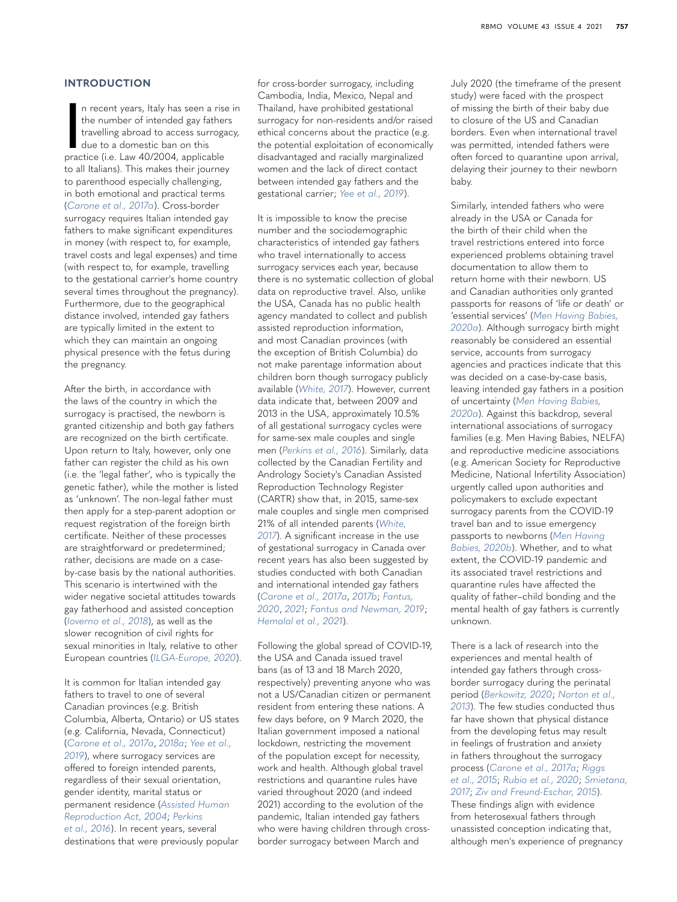## INTRODUCTION

In recent years, Italy has seen a rise in the number of intended gay fathers travelling abroad to access surrogacy, due to a domestic ban on this practice (i.e. Law 40/2004, applicable to all Italians). This makes their journey to parenthood especially challenging, in both emotional and practical terms (*Carone et al., 2017a*). Cross-border surrogacy requires Italian intended gay fathers to make significant expenditures in money (with respect to, for example, travel costs and legal expenses) and time (with respect to, for example, travelling to the gestational carrier's home country several times throughout the pregnancy). Furthermore, due to the geographical distance involved, intended gay fathers are typically limited in the extent to which they can maintain an ongoing physical presence with the fetus during the pregnancy.

After the birth, in accordance with the laws of the country in which the surrogacy is practised, the newborn is granted citizenship and both gay fathers are recognized on the birth certificate. Upon return to Italy, however, only one father can register the child as his own (i.e. the 'legal father', who is typically the genetic father), while the mother is listed as 'unknown'. The non-legal father must then apply for a step-parent adoption or request registration of the foreign birth certificate. Neither of these processes are straightforward or predetermined; rather, decisions are made on a case-by-case basis by the national authorities. This scenario is intertwined with the wider negative societal attitudes towards gay fatherhood and assisted conception (*Ioverno et al., 2018*), as well as the slower recognition of civil rights for sexual minorities in Italy, relative to other European countries (*ILGA-Europe, 2020*).

It is common for Italian intended gay fathers to travel to one of several Canadian provinces (e.g. British Columbia, Alberta, Ontario) or US states (e.g. California, Nevada, Connecticut) (*Carone et al., 2017a*, *2018a*; *Yee et al., 2019*), where surrogacy services are offered to foreign intended parents, regardless of their sexual orientation, gender identity, marital status or permanent residence (*Assisted Human Reproduction Act, 2004*; *Perkins et al., 2016*). In recent years, several destinations that were previously popular for cross-border surrogacy, including Cambodia, India, Mexico, Nepal and Thailand, have prohibited gestational surrogacy for non-residents and/or raised ethical concerns about the practice (e.g. the potential exploitation of economically disadvantaged and racially marginalized women and the lack of direct contact between intended gay fathers and the gestational carrier; *Yee et al., 2019*).

It is impossible to know the precise number and the sociodemographic characteristics of intended gay fathers who travel internationally to access surrogacy services each year, because there is no systematic collection of global data on reproductive travel. Also, unlike the USA, Canada has no public health agency mandated to collect and publish assisted reproduction information, and most Canadian provinces (with the exception of British Columbia) do not make parentage information about children born though surrogacy publicly available (*White, 2017*). However, current data indicate that, between 2009 and 2013 in the USA, approximately 10.5% of all gestational surrogacy cycles were for same-sex male couples and single men (*Perkins et al., 2016*). Similarly, data collected by the Canadian Fertility and Andrology Society's Canadian Assisted Reproduction Technology Register (CARTR) show that, in 2015, same-sex male couples and single men comprised 21% of all intended parents (*White, 2017*). A significant increase in the use of gestational surrogacy in Canada over recent years has also been suggested by studies conducted with both Canadian and international intended gay fathers (*Carone et al., 2017a*, *2017b*; *Fantus, 2020*, *2021*; *Fantus and Newman, 2019*; *Hemalal et al., 2021*).

Following the global spread of COVID-19, the USA and Canada issued travel bans (as of 13 and 18 March 2020, respectively) preventing anyone who was not a US/Canadian citizen or permanent resident from entering these nations. A few days before, on 9 March 2020, the Italian government imposed a national lockdown, restricting the movement of the population except for necessity, work and health. Although global travel restrictions and quarantine rules have varied throughout 2020 (and indeed 2021) according to the evolution of the pandemic, Italian intended gay fathers who were having children through cross-border surrogacy between March and July 2020 (the timeframe of the present study) were faced with the prospect of missing the birth of their baby due to closure of the US and Canadian borders. Even when international travel was permitted, intended fathers were often forced to quarantine upon arrival, delaying their journey to their newborn baby.

Similarly, intended fathers who were already in the USA or Canada for the birth of their child when the travel restrictions entered into force experienced problems obtaining travel documentation to allow them to return home with their newborn. US and Canadian authorities only granted passports for reasons of 'life or death' or 'essential services' (*Men Having Babies, 2020a*). Although surrogacy birth might reasonably be considered an essential service, accounts from surrogacy agencies and practices indicate that this was decided on a case-by-case basis, leaving intended gay fathers in a position of uncertainty (*Men Having Babies, 2020a*). Against this backdrop, several international associations of surrogacy families (e.g. Men Having Babies, NELFA) and reproductive medicine associations (e.g. American Society for Reproductive Medicine, National Infertility Association) urgently called upon authorities and policymakers to exclude expectant surrogacy parents from the COVID-19 travel ban and to issue emergency passports to newborns (*Men Having Babies, 2020b*). Whether, and to what extent, the COVID-19 pandemic and its associated travel restrictions and quarantine rules have affected the quality of father–child bonding and the mental health of gay fathers is currently unknown.

There is a lack of research into the experiences and mental health of intended gay fathers through cross-border surrogacy during the perinatal period (*Berkowitz, 2020*; *Norton et al., 2013*). The few studies conducted thus far have shown that physical distance from the developing fetus may result in feelings of frustration and anxiety in fathers throughout the surrogacy process (*Carone et al., 2017a*; *Riggs et al., 2015*; *Rubio et al., 2020*; *Smietana, 2017*; *Ziv and Freund-Eschar, 2015*). These findings align with evidence from heterosexual fathers through unassisted conception indicating that, although men's experience of pregnancy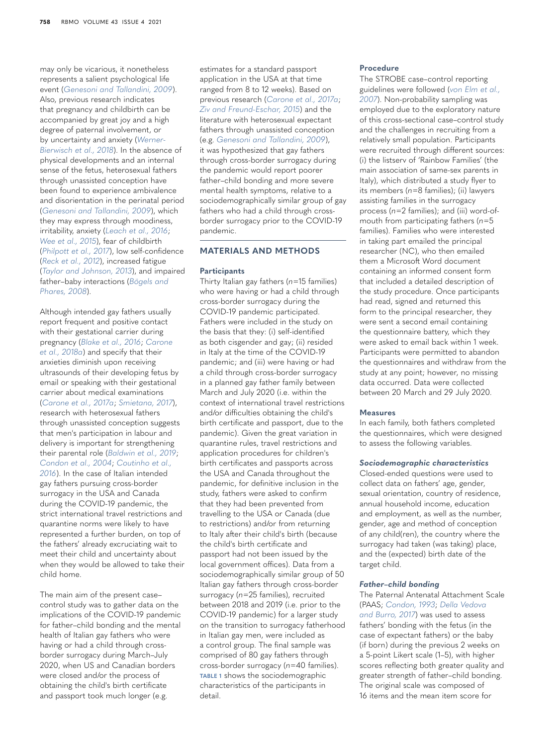may only be vicarious, it nonetheless represents a salient psychological life event (Genesoni and Tallandini, 2009). Also, previous research indicates that pregnancy and childbirth can be accompanied by great joy and a high degree of paternal involvement, or by uncertainty and anxiety (Werner-Bierwisch et al., 2018). In the absence of physical developments and an internal sense of the fetus, heterosexual fathers through unassisted conception have been found to experience ambivalence and disorientation in the perinatal period (Genesoni and Tallandini, 2009), which they may express through moodiness, irritability, anxiety (Leach et al., 2016; Wee et al., 2015), fear of childbirth (Philpott et al., 2017), low self-confidence (Reck et al., 2012), increased fatigue (Taylor and Johnson, 2013), and impaired father–baby interactions (Bögels and Phares, 2008).

Although intended gay fathers usually report frequent and positive contact with their gestational carrier during pregnancy (Blake et al., 2016; Carone et al., 2018a) and specify that their anxieties diminish upon receiving ultrasounds of their developing fetus by email or speaking with their gestational carrier about medical examinations (Carone et al., 2017a; Smietana, 2017), research with heterosexual fathers through unassisted conception suggests that men's participation in labour and delivery is important for strengthening their parental role (Baldwin et al., 2019; Condon et al., 2004; Coutinho et al., 2016). In the case of Italian intended gay fathers pursuing cross-border surrogacy in the USA and Canada during the COVID-19 pandemic, the strict international travel restrictions and quarantine norms were likely to have represented a further burden, on top of the fathers' already excruciating wait to meet their child and uncertainty about when they would be allowed to take their child home.

The main aim of the present case–control study was to gather data on the implications of the COVID-19 pandemic for father–child bonding and the mental health of Italian gay fathers who were having or had a child through cross-border surrogacy during March–July 2020, when US and Canadian borders were closed and/or the process of obtaining the child's birth certificate and passport took much longer (e.g. estimates for a standard passport application in the USA at that time ranged from 8 to 12 weeks). Based on previous research (Carone et al., 2017a; Ziv and Freund-Eschar, 2015) and the literature with heterosexual expectant fathers through unassisted conception (e.g. Genesoni and Tallandini, 2009), it was hypothesized that gay fathers through cross-border surrogacy during the pandemic would report poorer father–child bonding and more severe mental health symptoms, relative to a sociodemographically similar group of gay fathers who had a child through cross-border surrogacy prior to the COVID-19 pandemic.

## MATERIALS AND METHODS

### Participants

Thirty Italian gay fathers (*n*=15 families) who were having or had a child through cross-border surrogacy during the COVID-19 pandemic participated. Fathers were included in the study on the basis that they: (i) self-identified as both cisgender and gay; (ii) resided in Italy at the time of the COVID-19 pandemic; and (iii) were having or had a child through cross-border surrogacy in a planned gay father family between March and July 2020 (i.e. within the context of international travel restrictions and/or difficulties obtaining the child's birth certificate and passport, due to the pandemic). Given the great variation in quarantine rules, travel restrictions and application procedures for children's birth certificates and passports across the USA and Canada throughout the pandemic, for definitive inclusion in the study, fathers were asked to confirm that they had been prevented from travelling to the USA or Canada (due to restrictions) and/or from returning to Italy after their child's birth (because the child's birth certificate and passport had not been issued by the local government offices). Data from a sociodemographically similar group of 50 Italian gay fathers through cross-border surrogacy (*n*=25 families), recruited between 2018 and 2019 (i.e. prior to the COVID-19 pandemic) for a larger study on the transition to surrogacy fatherhood in Italian gay men, were included as a control group. The final sample was comprised of 80 gay fathers through cross-border surrogacy (*n*=40 families). TABLE 1 shows the sociodemographic characteristics of the participants in detail.

### Procedure

The STROBE case–control reporting guidelines were followed (von Elm et al., 2007). Non-probability sampling was employed due to the exploratory nature of this cross-sectional case–control study and the challenges in recruiting from a relatively small population. Participants were recruited through different sources: (i) the listserv of 'Rainbow Families' (the main association of same-sex parents in Italy), which distributed a study flyer to its members (*n*=8 families); (ii) lawyers assisting families in the surrogacy process (*n*=2 families); and (iii) word-of-mouth from participating fathers (*n*=5 families). Families who were interested in taking part emailed the principal researcher (NC), who then emailed them a Microsoft Word document containing an informed consent form that included a detailed description of the study procedure. Once participants had read, signed and returned this form to the principal researcher, they were sent a second email containing the questionnaire battery, which they were asked to email back within 1 week. Participants were permitted to abandon the questionnaires and withdraw from the study at any point; however, no missing data occurred. Data were collected between 20 March and 29 July 2020.

### Measures

In each family, both fathers completed the questionnaires, which were designed to assess the following variables.

#### *Sociodemographic characteristics*

Closed-ended questions were used to collect data on fathers' age, gender, sexual orientation, country of residence, annual household income, education and employment, as well as the number, gender, age and method of conception of any child(ren), the country where the surrogacy had taken (was taking) place, and the (expected) birth date of the target child.

#### *Father–child bonding*

The Paternal Antenatal Attachment Scale (PAAS; Condon, 1993; Della Vedova and Burro, 2017) was used to assess fathers' bonding with the fetus (in the case of expectant fathers) or the baby (if born) during the previous 2 weeks on a 5-point Likert scale (1–5), with higher scores reflecting both greater quality and greater strength of father–child bonding. The original scale was composed of 16 items and the mean item score for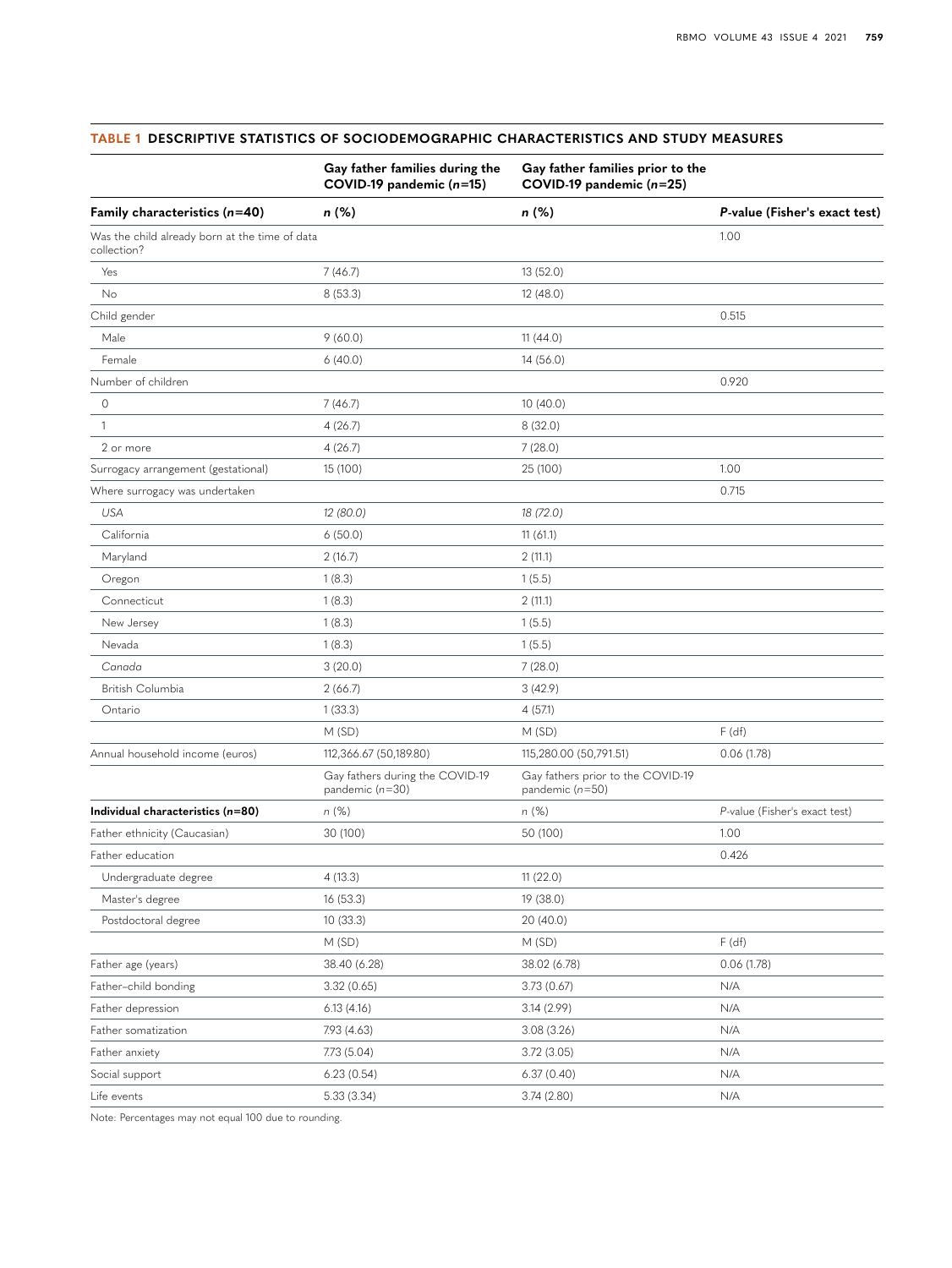**TABLE 1 DESCRIPTIVE STATISTICS OF SOCIODEMOGRAPHIC CHARACTERISTICS AND STUDY MEASURES**

| | Gay father families during the COVID-19 pandemic ($n$=15) | Gay father families prior to the COVID-19 pandemic ($n$=25) | |
|---|---|---|---|
| **Family characteristics ($n$=40)** | ***n* (%)** | ***n* (%)** | ***P*-value (Fisher's exact test)** |
| Was the child already born at the time of data collection? | | | 1.00 |
| Yes | 7 (46.7) | 13 (52.0) | |
| No | 8 (53.3) | 12 (48.0) | |
| Child gender | | | 0.515 |
| Male | 9 (60.0) | 11 (44.0) | |
| Female | 6 (40.0) | 14 (56.0) | |
| Number of children | | | 0.920 |
| 0 | 7 (46.7) | 10 (40.0) | |
| 1 | 4 (26.7) | 8 (32.0) | |
| 2 or more | 4 (26.7) | 7 (28.0) | |
| Surrogacy arrangement (gestational) | 15 (100) | 25 (100) | 1.00 |
| Where surrogacy was undertaken | | | 0.715 |
| *USA* | *12 (80.0)* | *18 (72.0)* | |
| California | 6 (50.0) | 11 (61.1) | |
| Maryland | 2 (16.7) | 2 (11.1) | |
| Oregon | 1 (8.3) | 1 (5.5) | |
| Connecticut | 1 (8.3) | 2 (11.1) | |
| New Jersey | 1 (8.3) | 1 (5.5) | |
| Nevada | 1 (8.3) | 1 (5.5) | |
| *Canada* | 3 (20.0) | 7 (28.0) | |
| British Columbia | 2 (66.7) | 3 (42.9) | |
| Ontario | 1 (33.3) | 4 (57.1) | |
| | M (SD) | M (SD) | F (df) |
| Annual household income (euros) | 112,366.67 (50,189.80) | 115,280.00 (50,791.51) | 0.06 (1.78) |
| | Gay fathers during the COVID-19 pandemic ($n$=30) | Gay fathers prior to the COVID-19 pandemic ($n$=50) | |
| **Individual characteristics ($n$=80)** | *n* (%) | *n* (%) | *P*-value (Fisher's exact test) |
| Father ethnicity (Caucasian) | 30 (100) | 50 (100) | 1.00 |
| Father education | | | 0.426 |
| Undergraduate degree | 4 (13.3) | 11 (22.0) | |
| Master's degree | 16 (53.3) | 19 (38.0) | |
| Postdoctoral degree | 10 (33.3) | 20 (40.0) | |
| | M (SD) | M (SD) | F (df) |
| Father age (years) | 38.40 (6.28) | 38.02 (6.78) | 0.06 (1.78) |
| Father–child bonding | 3.32 (0.65) | 3.73 (0.67) | N/A |
| Father depression | 6.13 (4.16) | 3.14 (2.99) | N/A |
| Father somatization | 7.93 (4.63) | 3.08 (3.26) | N/A |
| Father anxiety | 7.73 (5.04) | 3.72 (3.05) | N/A |
| Social support | 6.23 (0.54) | 6.37 (0.40) | N/A |
| Life events | 5.33 (3.34) | 3.74 (2.80) | N/A |

Note: Percentages may not equal 100 due to rounding.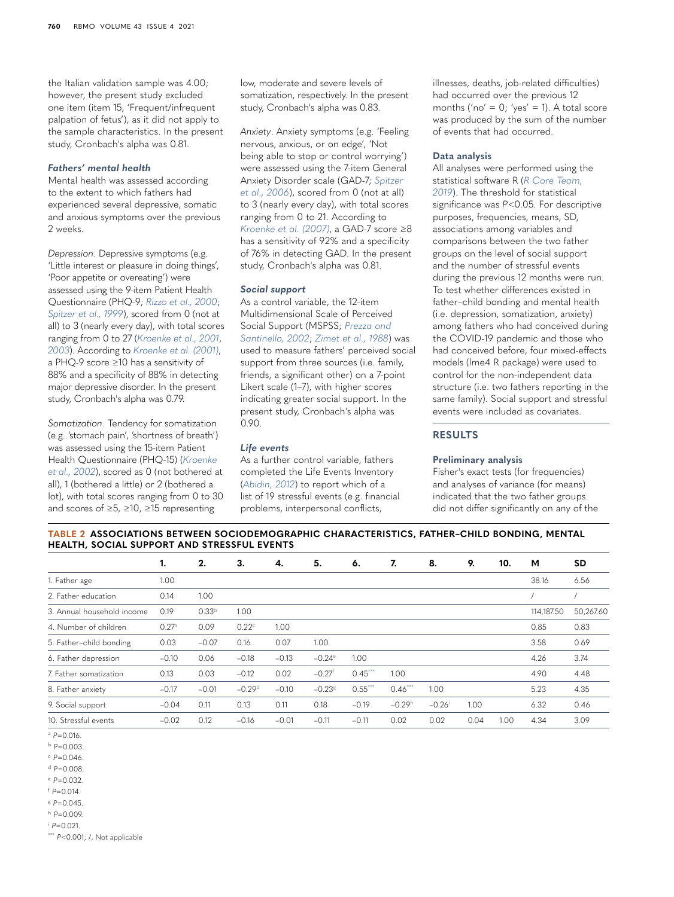the Italian validation sample was 4.00; however, the present study excluded one item (item 15, 'Frequent/infrequent palpation of fetus'), as it did not apply to the sample characteristics. In the present study, Cronbach's alpha was 0.81.

### *Fathers' mental health*

Mental health was assessed according to the extent to which fathers had experienced several depressive, somatic and anxious symptoms over the previous 2 weeks.

*Depression*. Depressive symptoms (e.g. 'Little interest or pleasure in doing things', 'Poor appetite or overeating') were assessed using the 9-item Patient Health Questionnaire (PHQ-9; Rizzo et al., 2000; Spitzer et al., 1999), scored from 0 (not at all) to 3 (nearly every day), with total scores ranging from 0 to 27 (Kroenke et al., 2001, 2003). According to Kroenke et al. (2001), a PHQ-9 score ≥10 has a sensitivity of 88% and a specificity of 88% in detecting major depressive disorder. In the present study, Cronbach's alpha was 0.79.

*Somatization*. Tendency for somatization (e.g. 'stomach pain', 'shortness of breath') was assessed using the 15-item Patient Health Questionnaire (PHQ-15) (Kroenke et al., 2002), scored as 0 (not bothered at all), 1 (bothered a little) or 2 (bothered a lot), with total scores ranging from 0 to 30 and scores of ≥5, ≥10, ≥15 representing low, moderate and severe levels of somatization, respectively. In the present study, Cronbach's alpha was 0.83.

*Anxiety*. Anxiety symptoms (e.g. 'Feeling nervous, anxious, or on edge', 'Not being able to stop or control worrying') were assessed using the 7-item General Anxiety Disorder scale (GAD-7; Spitzer et al., 2006), scored from 0 (not at all) to 3 (nearly every day), with total scores ranging from 0 to 21. According to Kroenke et al. (2007), a GAD-7 score ≥8 has a sensitivity of 92% and a specificity of 76% in detecting GAD. In the present study, Cronbach's alpha was 0.81.

### *Social support*

As a control variable, the 12-item Multidimensional Scale of Perceived Social Support (MSPSS; Prezza and Santinello, 2002; Zimet et al., 1988) was used to measure fathers' perceived social support from three sources (i.e. family, friends, a significant other) on a 7-point Likert scale (1–7), with higher scores indicating greater social support. In the present study, Cronbach's alpha was 0.90.

### *Life events*

As a further control variable, fathers completed the Life Events Inventory (Abidin, 2012) to report which of a list of 19 stressful events (e.g. financial problems, interpersonal conflicts, illnesses, deaths, job-related difficulties) had occurred over the previous 12 months ('no' = 0; 'yes' = 1). A total score was produced by the sum of the number of events that had occurred.

### Data analysis

All analyses were performed using the statistical software R (R Core Team, 2019). The threshold for statistical significance was $P<0.05$. For descriptive purposes, frequencies, means, SD, associations among variables and comparisons between the two father groups on the level of social support and the number of stressful events during the previous 12 months were run. To test whether differences existed in father–child bonding and mental health (i.e. depression, somatization, anxiety) among fathers who had conceived during the COVID-19 pandemic and those who had conceived before, four mixed-effects models (lme4 R package) were used to control for the non-independent data structure (i.e. two fathers reporting in the same family). Social support and stressful events were included as covariates.

## RESULTS

### Preliminary analysis

Fisher's exact tests (for frequencies) and analyses of variance (for means) indicated that the two father groups did not differ significantly on any of the

**TABLE 2 ASSOCIATIONS BETWEEN SOCIODEMOGRAPHIC CHARACTERISTICS, FATHER–CHILD BONDING, MENTAL HEALTH, SOCIAL SUPPORT AND STRESSFUL EVENTS**

| | 1. | 2. | 3. | 4. | 5. | 6. | 7. | 8. | 9. | 10. | M | SD |
|---|---|---|---|---|---|---|---|---|---|---|---|---|
| 1. Father age | 1.00 | | | | | | | | | | 38.16 | 6.56 |
| 2. Father education | 0.14 | 1.00 | | | | | | | | | / | / |
| 3. Annual household income | 0.19 | 0.33[b] | 1.00 | | | | | | | | 114,187.50 | 50,267.60 |
| 4. Number of children | 0.27[a] | 0.09 | 0.22[c] | 1.00 | | | | | | | 0.85 | 0.83 |
| 5. Father–child bonding | 0.03 | −0.07 | 0.16 | 0.07 | 1.00 | | | | | | 3.58 | 0.69 |
| 6. Father depression | −0.10 | 0.06 | −0.18 | −0.13 | −0.24[e] | 1.00 | | | | | 4.26 | 3.74 |
| 7. Father somatization | 0.13 | 0.03 | −0.12 | 0.02 | −0.27[f] | 0.45*** | 1.00 | | | | 4.90 | 4.48 |
| 8. Father anxiety | −0.17 | −0.01 | −0.29[d] | −0.10 | −0.23[g] | 0.55*** | 0.46*** | 1.00 | | | 5.23 | 4.35 |
| 9. Social support | −0.04 | 0.11 | 0.13 | 0.11 | 0.18 | −0.19 | −0.29[h] | −0.26[i] | 1.00 | | 6.32 | 0.46 |
| 10. Stressful events | −0.02 | 0.12 | −0.16 | −0.01 | −0.11 | −0.11 | 0.02 | 0.02 | 0.04 | 1.00 | 4.34 | 3.09 |

[a] $P=0.016$.
[b] $P=0.003$.
[c] $P=0.046$.
[d] $P=0.008$.
[e] $P=0.032$.
[f] $P=0.014$.
[g] $P=0.045$.
[h] $P=0.009$.
[i] $P=0.021$.
*** $P<0.001$; /, Not applicable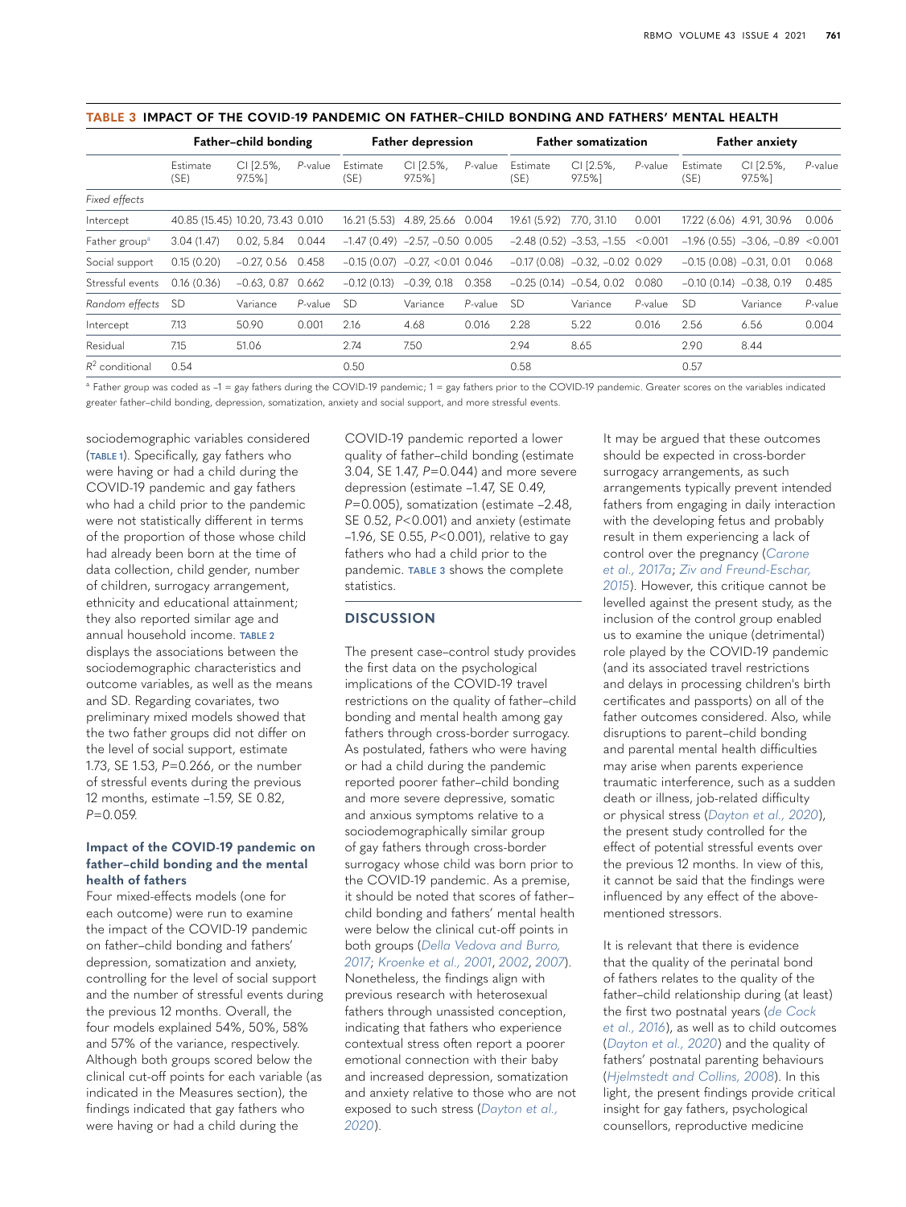**TABLE 3 IMPACT OF THE COVID-19 PANDEMIC ON FATHER–CHILD BONDING AND FATHERS' MENTAL HEALTH**

| | Father–child bonding | | | Father depression | | | Father somatization | | | Father anxiety | | |
|---|---|---|---|---|---|---|---|---|---|---|---|---|
| | Estimate (SE) | CI [2.5%, 97.5%] | *P*-value | Estimate (SE) | CI [2.5%, 97.5%] | *P*-value | Estimate (SE) | CI [2.5%, 97.5%] | *P*-value | Estimate (SE) | CI [2.5%, 97.5%] | *P*-value |
| *Fixed effects* | | | | | | | | | | | | |
| Intercept | 40.85 (15.45) | 10.20, 73.43 | 0.010 | 16.21 (5.53) | 4.89, 25.66 | 0.004 | 19.61 (5.92) | 7.70, 31.10 | 0.001 | 17.22 (6.06) | 4.91, 30.96 | 0.006 |
| Father group[a] | 3.04 (1.47) | 0.02, 5.84 | 0.044 | –1.47 (0.49) | –2.57, –0.50 | 0.005 | –2.48 (0.52) | –3.53, –1.55 | <0.001 | –1.96 (0.55) | –3.06, –0.89 | <0.001 |
| Social support | 0.15 (0.20) | –0.27, 0.56 | 0.458 | –0.15 (0.07) | –0.27, <0.01 | 0.046 | –0.17 (0.08) | –0.32, –0.02 | 0.029 | –0.15 (0.08) | –0.31, 0.01 | 0.068 |
| Stressful events | 0.16 (0.36) | –0.63, 0.87 | 0.662 | –0.12 (0.13) | –0.39, 0.18 | 0.358 | –0.25 (0.14) | –0.54, 0.02 | 0.080 | –0.10 (0.14) | –0.38, 0.19 | 0.485 |
| *Random effects* | SD | Variance | *P*-value | SD | Variance | *P*-value | SD | Variance | *P*-value | SD | Variance | *P*-value |
| Intercept | 7.13 | 50.90 | 0.001 | 2.16 | 4.68 | 0.016 | 2.28 | 5.22 | 0.016 | 2.56 | 6.56 | 0.004 |
| Residual | 7.15 | 51.06 | | 2.74 | 7.50 | | 2.94 | 8.65 | | 2.90 | 8.44 | |
| $R^2$ conditional | 0.54 | | | 0.50 | | | 0.58 | | | 0.57 | | |

[a] Father group was coded as –1 = gay fathers during the COVID-19 pandemic; 1 = gay fathers prior to the COVID-19 pandemic. Greater scores on the variables indicated greater father–child bonding, depression, somatization, anxiety and social support, and more stressful events.

sociodemographic variables considered (TABLE 1). Specifically, gay fathers who were having or had a child during the COVID-19 pandemic and gay fathers who had a child prior to the pandemic were not statistically different in terms of the proportion of those whose child had already been born at the time of data collection, child gender, number of children, surrogacy arrangement, ethnicity and educational attainment; they also reported similar age and annual household income. TABLE 2 displays the associations between the sociodemographic characteristics and outcome variables, as well as the means and SD. Regarding covariates, two preliminary mixed models showed that the two father groups did not differ on the level of social support, estimate 1.73, SE 1.53, $P=0.266$, or the number of stressful events during the previous 12 months, estimate –1.59, SE 0.82, $P=0.059$.

### Impact of the COVID-19 pandemic on father–child bonding and the mental health of fathers

Four mixed-effects models (one for each outcome) were run to examine the impact of the COVID-19 pandemic on father–child bonding and fathers' depression, somatization and anxiety, controlling for the level of social support and the number of stressful events during the previous 12 months. Overall, the four models explained 54%, 50%, 58% and 57% of the variance, respectively. Although both groups scored below the clinical cut-off points for each variable (as indicated in the Measures section), the findings indicated that gay fathers who were having or had a child during the COVID-19 pandemic reported a lower quality of father–child bonding (estimate 3.04, SE 1.47, $P=0.044$) and more severe depression (estimate –1.47, SE 0.49, $P=0.005$), somatization (estimate –2.48, SE 0.52, $P<0.001$) and anxiety (estimate –1.96, SE 0.55, $P<0.001$), relative to gay fathers who had a child prior to the pandemic. TABLE 3 shows the complete statistics.

## DISCUSSION

The present case–control study provides the first data on the psychological implications of the COVID-19 travel restrictions on the quality of father–child bonding and mental health among gay fathers through cross-border surrogacy. As postulated, fathers who were having or had a child during the pandemic reported poorer father–child bonding and more severe depressive, somatic and anxious symptoms relative to a sociodemographically similar group of gay fathers through cross-border surrogacy whose child was born prior to the COVID-19 pandemic. As a premise, it should be noted that scores of father–child bonding and fathers' mental health were below the clinical cut-off points in both groups (Della Vedova and Burro, 2017; Kroenke et al., 2001, 2002, 2007). Nonetheless, the findings align with previous research with heterosexual fathers through unassisted conception, indicating that fathers who experience contextual stress often report a poorer emotional connection with their baby and increased depression, somatization and anxiety relative to those who are not exposed to such stress (Dayton et al., 2020).

It may be argued that these outcomes should be expected in cross-border surrogacy arrangements, as such arrangements typically prevent intended fathers from engaging in daily interaction with the developing fetus and probably result in them experiencing a lack of control over the pregnancy (Carone et al., 2017a; Ziv and Freund-Eschar, 2015). However, this critique cannot be levelled against the present study, as the inclusion of the control group enabled us to examine the unique (detrimental) role played by the COVID-19 pandemic (and its associated travel restrictions and delays in processing children's birth certificates and passports) on all of the father outcomes considered. Also, while disruptions to parent–child bonding and parental mental health difficulties may arise when parents experience traumatic interference, such as a sudden death or illness, job-related difficulty or physical stress (Dayton et al., 2020), the present study controlled for the effect of potential stressful events over the previous 12 months. In view of this, it cannot be said that the findings were influenced by any effect of the above-mentioned stressors.

It is relevant that there is evidence that the quality of the perinatal bond of fathers relates to the quality of the father–child relationship during (at least) the first two postnatal years (de Cock et al., 2016), as well as to child outcomes (Dayton et al., 2020) and the quality of fathers' postnatal parenting behaviours (Hjelmstedt and Collins, 2008). In this light, the present findings provide critical insight for gay fathers, psychological counsellors, reproductive medicine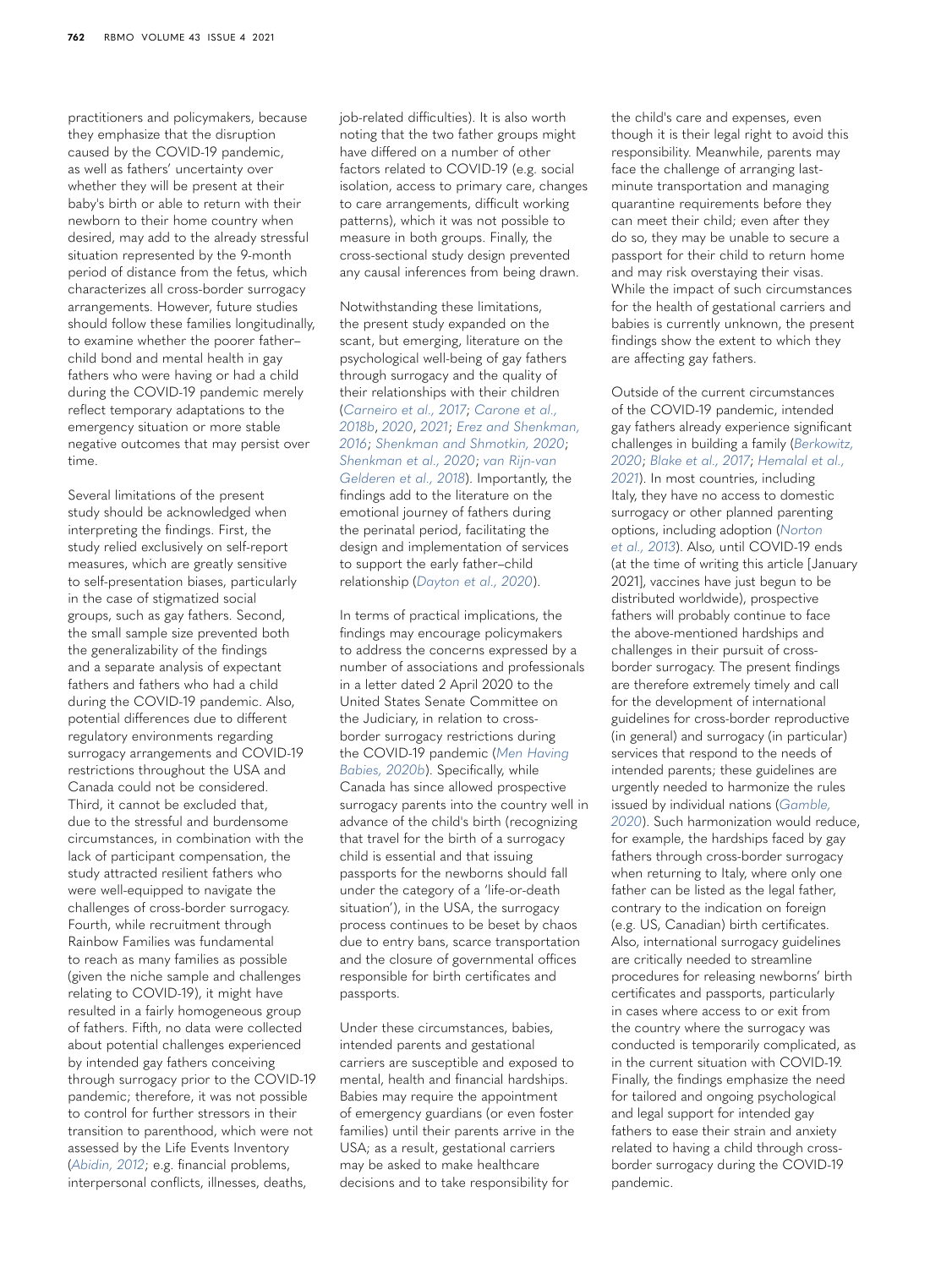practitioners and policymakers, because they emphasize that the disruption caused by the COVID-19 pandemic, as well as fathers' uncertainty over whether they will be present at their baby's birth or able to return with their newborn to their home country when desired, may add to the already stressful situation represented by the 9-month period of distance from the fetus, which characterizes all cross-border surrogacy arrangements. However, future studies should follow these families longitudinally, to examine whether the poorer father–child bond and mental health in gay fathers who were having or had a child during the COVID-19 pandemic merely reflect temporary adaptations to the emergency situation or more stable negative outcomes that may persist over time.

Several limitations of the present study should be acknowledged when interpreting the findings. First, the study relied exclusively on self-report measures, which are greatly sensitive to self-presentation biases, particularly in the case of stigmatized social groups, such as gay fathers. Second, the small sample size prevented both the generalizability of the findings and a separate analysis of expectant fathers and fathers who had a child during the COVID-19 pandemic. Also, potential differences due to different regulatory environments regarding surrogacy arrangements and COVID-19 restrictions throughout the USA and Canada could not be considered. Third, it cannot be excluded that, due to the stressful and burdensome circumstances, in combination with the lack of participant compensation, the study attracted resilient fathers who were well-equipped to navigate the challenges of cross-border surrogacy. Fourth, while recruitment through Rainbow Families was fundamental to reach as many families as possible (given the niche sample and challenges relating to COVID-19), it might have resulted in a fairly homogeneous group of fathers. Fifth, no data were collected about potential challenges experienced by intended gay fathers conceiving through surrogacy prior to the COVID-19 pandemic; therefore, it was not possible to control for further stressors in their transition to parenthood, which were not assessed by the Life Events Inventory (*Abidin, 2012*; e.g. financial problems, interpersonal conflicts, illnesses, deaths, job-related difficulties). It is also worth noting that the two father groups might have differed on a number of other factors related to COVID-19 (e.g. social isolation, access to primary care, changes to care arrangements, difficult working patterns), which it was not possible to measure in both groups. Finally, the cross-sectional study design prevented any causal inferences from being drawn.

Notwithstanding these limitations, the present study expanded on the scant, but emerging, literature on the psychological well-being of gay fathers through surrogacy and the quality of their relationships with their children (*Carneiro et al., 2017*; *Carone et al., 2018b*, *2020*, *2021*; *Erez and Shenkman, 2016*; *Shenkman and Shmotkin, 2020*; *Shenkman et al., 2020*; *van Rijn-van Gelderen et al., 2018*). Importantly, the findings add to the literature on the emotional journey of fathers during the perinatal period, facilitating the design and implementation of services to support the early father–child relationship (*Dayton et al., 2020*).

In terms of practical implications, the findings may encourage policymakers to address the concerns expressed by a number of associations and professionals in a letter dated 2 April 2020 to the United States Senate Committee on the Judiciary, in relation to cross-border surrogacy restrictions during the COVID-19 pandemic (*Men Having Babies, 2020b*). Specifically, while Canada has since allowed prospective surrogacy parents into the country well in advance of the child's birth (recognizing that travel for the birth of a surrogacy child is essential and that issuing passports for the newborns should fall under the category of a 'life-or-death situation'), in the USA, the surrogacy process continues to be beset by chaos due to entry bans, scarce transportation and the closure of governmental offices responsible for birth certificates and passports.

Under these circumstances, babies, intended parents and gestational carriers are susceptible and exposed to mental, health and financial hardships. Babies may require the appointment of emergency guardians (or even foster families) until their parents arrive in the USA; as a result, gestational carriers may be asked to make healthcare decisions and to take responsibility for the child's care and expenses, even though it is their legal right to avoid this responsibility. Meanwhile, parents may face the challenge of arranging last-minute transportation and managing quarantine requirements before they can meet their child; even after they do so, they may be unable to secure a passport for their child to return home and may risk overstaying their visas. While the impact of such circumstances for the health of gestational carriers and babies is currently unknown, the present findings show the extent to which they are affecting gay fathers.

Outside of the current circumstances of the COVID-19 pandemic, intended gay fathers already experience significant challenges in building a family (*Berkowitz, 2020*; *Blake et al., 2017*; *Hemalal et al., 2021*). In most countries, including Italy, they have no access to domestic surrogacy or other planned parenting options, including adoption (*Norton et al., 2013*). Also, until COVID-19 ends (at the time of writing this article [January 2021], vaccines have just begun to be distributed worldwide), prospective fathers will probably continue to face the above-mentioned hardships and challenges in their pursuit of cross-border surrogacy. The present findings are therefore extremely timely and call for the development of international guidelines for cross-border reproductive (in general) and surrogacy (in particular) services that respond to the needs of intended parents; these guidelines are urgently needed to harmonize the rules issued by individual nations (*Gamble, 2020*). Such harmonization would reduce, for example, the hardships faced by gay fathers through cross-border surrogacy when returning to Italy, where only one father can be listed as the legal father, contrary to the indication on foreign (e.g. US, Canadian) birth certificates. Also, international surrogacy guidelines are critically needed to streamline procedures for releasing newborns' birth certificates and passports, particularly in cases where access to or exit from the country where the surrogacy was conducted is temporarily complicated, as in the current situation with COVID-19. Finally, the findings emphasize the need for tailored and ongoing psychological and legal support for intended gay fathers to ease their strain and anxiety related to having a child through cross-border surrogacy during the COVID-19 pandemic.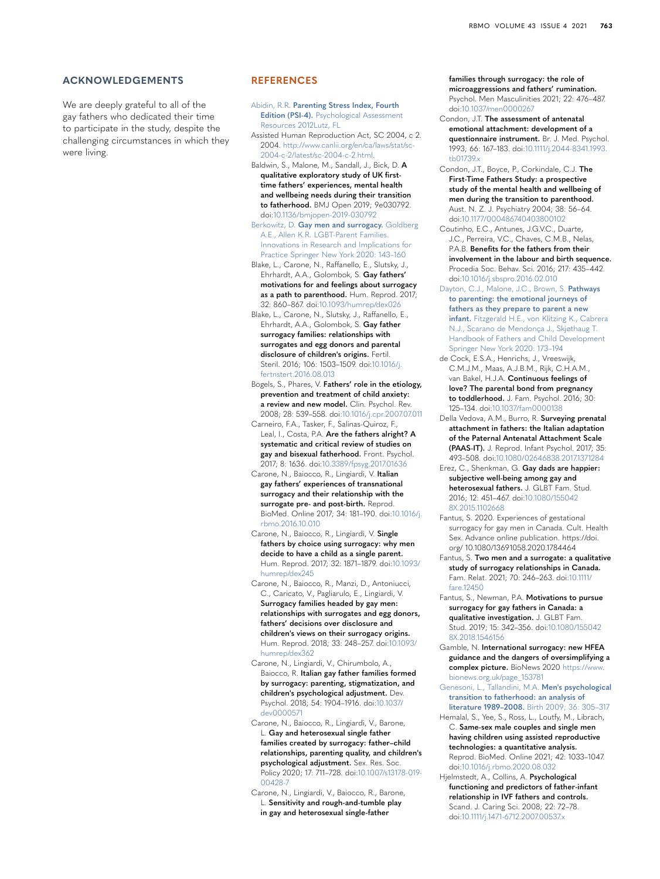## ACKNOWLEDGEMENTS

We are deeply grateful to all of the gay fathers who dedicated their time to participate in the study, despite the challenging circumstances in which they were living.

## REFERENCES

Abidin, R.R. **Parenting Stress Index, Fourth Edition (PSI-4).** Psychological Assessment Resources 2012Lutz, FL

Assisted Human Reproduction Act, SC 2004, c 2. 2004. http://www.canlii.org/en/ca/laws/stat/sc-2004-c-2/latest/sc-2004-c-2.html.

Baldwin, S., Malone, M., Sandall, J., Bick, D. **A qualitative exploratory study of UK first-time fathers' experiences, mental health and wellbeing needs during their transition to fatherhood.** BMJ Open 2019; 9e030792. doi:10.1136/bmjopen-2019-030792

Berkowitz, D. **Gay men and surrogacy.** Goldberg A.E., Allen K.R. LGBT-Parent Families. Innovations in Research and Implications for Practice Springer New York 2020: 143–160

Blake, L., Carone, N., Raffanello, E., Slutsky, J., Ehrhardt, A.A., Golombok, S. **Gay fathers' motivations for and feelings about surrogacy as a path to parenthood.** Hum. Reprod. 2017; 32: 860–867. doi:10.1093/humrep/dex026

Blake, L., Carone, N., Slutsky, J., Raffanello, E., Ehrhardt, A.A., Golombok, S. **Gay father surrogacy families: relationships with surrogates and egg donors and parental disclosure of children's origins.** Fertil. Steril. 2016; 106: 1503–1509. doi:10.1016/j.fertnstert.2016.08.013

Bögels, S., Phares, V. **Fathers' role in the etiology, prevention and treatment of child anxiety: a review and new model.** Clin. Psychol. Rev. 2008; 28: 539–558. doi:10.1016/j.cpr.2007.07.011

Carneiro, F.A., Tasker, F., Salinas-Quiroz, F., Leal, I., Costa, P.A. **Are the fathers alright? A systematic and critical review of studies on gay and bisexual fatherhood.** Front. Psychol. 2017; 8: 1636. doi:10.3389/fpsyg.2017.01636

Carone, N., Baiocco, R., Lingiardi, V. **Italian gay fathers' experiences of transnational surrogacy and their relationship with the surrogate pre- and post-birth.** Reprod. BioMed. Online 2017; 34: 181–190. doi:10.1016/j.rbmo.2016.10.010

Carone, N., Baiocco, R., Lingiardi, V. **Single fathers by choice using surrogacy: why men decide to have a child as a single parent.** Hum. Reprod. 2017; 32: 1871–1879. doi:10.1093/humrep/dex245

Carone, N., Baiocco, R., Manzi, D., Antoniucci, C., Caricato, V., Pagliarulo, E., Lingiardi, V. **Surrogacy families headed by gay men: relationships with surrogates and egg donors, fathers' decisions over disclosure and children's views on their surrogacy origins.** Hum. Reprod. 2018; 33: 248–257. doi:10.1093/humrep/dex362

Carone, N., Lingiardi, V., Chirumbolo, A., Baiocco, R. **Italian gay father families formed by surrogacy: parenting, stigmatization, and children's psychological adjustment.** Dev. Psychol. 2018; 54: 1904–1916. doi:10.1037/dev0000571

Carone, N., Baiocco, R., Lingiardi, V., Barone, L. **Gay and heterosexual single father families created by surrogacy: father–child relationships, parenting quality, and children's psychological adjustment.** Sex. Res. Soc. Policy 2020; 17: 711–728. doi:10.1007/s13178-019-00428-7

Carone, N., Lingiardi, V., Baiocco, R., Barone, L. **Sensitivity and rough-and-tumble play in gay and heterosexual single-father families through surrogacy: the role of microaggressions and fathers' rumination.** Psychol. Men Masculinities 2021; 22: 476–487. doi:10.1037/men0000267

Condon, J.T. **The assessment of antenatal emotional attachment: development of a questionnaire instrument.** Br. J. Med. Psychol. 1993; 66: 167–183. doi:10.1111/j.2044-8341.1993.tb01739.x

Condon, J.T., Boyce, P., Corkindale, C.J. **The First-Time Fathers Study: a prospective study of the mental health and wellbeing of men during the transition to parenthood.** Aust. N. Z. J. Psychiatry 2004; 38: 56–64. doi:10.1177/000486740403800102

Coutinho, E.C., Antunes, J.G.V.C., Duarte, J.C., Perreira, V.C., Chaves, C.M.B., Nelas, P.A.B. **Benefits for the fathers from their involvement in the labour and birth sequence.** Procedia Soc. Behav. Sci. 2016; 217: 435–442. doi:10.1016/j.sbspro.2016.02.010

Dayton, C.J., Malone, J.C., Brown, S. **Pathways to parenting: the emotional journeys of fathers as they prepare to parent a new infant.** Fitzgerald H.E., von Klitzing K., Cabrera N.J., Scarano de Mendonça J., Skjøthaug T. Handbook of Fathers and Child Development Springer New York 2020: 173–194

de Cock, E.S.A., Henrichs, J., Vreeswijk, C.M.J.M., Maas, A.J.B.M., Rijk, C.H.A.M., van Bakel, H.J.A. **Continuous feelings of love? The parental bond from pregnancy to toddlerhood.** J. Fam. Psychol. 2016; 30: 125–134. doi:10.1037/fam0000138

Della Vedova, A.M., Burro, R. **Surveying prenatal attachment in fathers: the Italian adaptation of the Paternal Antenatal Attachment Scale (PAAS-IT).** J. Reprod. Infant Psychol. 2017; 35: 493–508. doi:10.1080/02646838.2017.1371284

Erez, C., Shenkman, G. **Gay dads are happier: subjective well-being among gay and heterosexual fathers.** J. GLBT Fam. Stud. 2016; 12: 451–467. doi:10.1080/1550428X.2015.1102668

Fantus, S. 2020. Experiences of gestational surrogacy for gay men in Canada. Cult. Health Sex. Advance online publication. https://doi.org/ 10.1080/13691058.2020.1784464

Fantus, S. **Two men and a surrogate: a qualitative study of surrogacy relationships in Canada.** Fam. Relat. 2021; 70: 246–263. doi:10.1111/fare.12450

Fantus, S., Newman, P.A. **Motivations to pursue surrogacy for gay fathers in Canada: a qualitative investigation.** J. GLBT Fam. Stud. 2019; 15: 342–356. doi:10.1080/1550428X.2018.1546156

Gamble, N. **International surrogacy: new HFEA guidance and the dangers of oversimplifying a complex picture.** BioNews 2020 https://www.bionews.org.uk/page_153781

Genesoni, L., Tallandini, M.A. **Men's psychological transition to fatherhood: an analysis of literature 1989–2008.** Birth 2009; 36: 305–317

Hemalal, S., Yee, S., Ross, L., Loutfy, M., Librach, C. **Same-sex male couples and single men having children using assisted reproductive technologies: a quantitative analysis.** Reprod. BioMed. Online 2021; 42: 1033–1047. doi:10.1016/j.rbmo.2020.08.032

Hjelmstedt, A., Collins, A. **Psychological functioning and predictors of father-infant relationship in IVF fathers and controls.** Scand. J. Caring Sci. 2008; 22: 72–78. doi:10.1111/j.1471-6712.2007.00537.x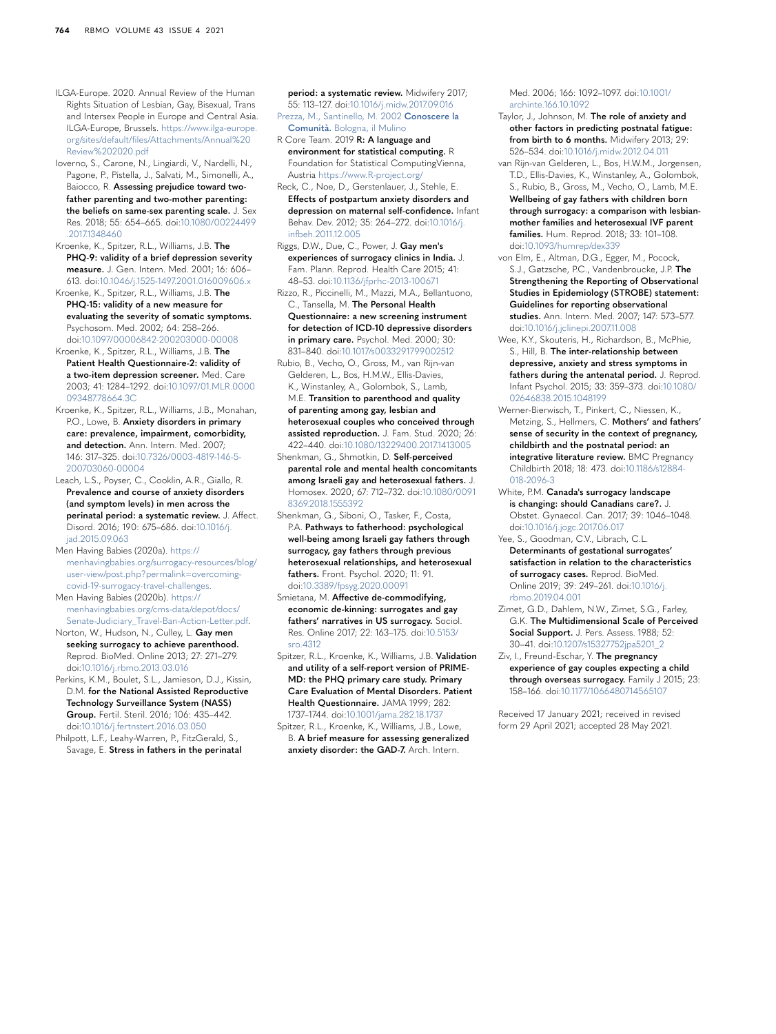ILGA-Europe. 2020. Annual Review of the Human Rights Situation of Lesbian, Gay, Bisexual, Trans and Intersex People in Europe and Central Asia. ILGA-Europe, Brussels. https://www.ilga-europe.org/sites/default/files/Attachments/Annual%20Review%202020.pdf

Ioverno, S., Carone, N., Lingiardi, V., Nardelli, N., Pagone, P., Pistella, J., Salvati, M., Simonelli, A., Baiocco, R. **Assessing prejudice toward two-father parenting and two-mother parenting: the beliefs on same-sex parenting scale.** J. Sex Res. 2018; 55: 654–665. doi:10.1080/00224499.2017.1348460

Kroenke, K., Spitzer, R.L., Williams, J.B. **The PHQ-9: validity of a brief depression severity measure.** J. Gen. Intern. Med. 2001; 16: 606–613. doi:10.1046/j.1525-1497.2001.016009606.x

Kroenke, K., Spitzer, R.L., Williams, J.B. **The PHQ-15: validity of a new measure for evaluating the severity of somatic symptoms.** Psychosom. Med. 2002; 64: 258–266. doi:10.1097/00006842-200203000-00008

Kroenke, K., Spitzer, R.L., Williams, J.B. **The Patient Health Questionnaire-2: validity of a two-item depression screener.** Med. Care 2003; 41: 1284–1292. doi:10.1097/01.MLR.0000093487.78664.3C

Kroenke, K., Spitzer, R.L., Williams, J.B., Monahan, P.O., Lowe, B. **Anxiety disorders in primary care: prevalence, impairment, comorbidity, and detection.** Ann. Intern. Med. 2007; 146: 317–325. doi:10.7326/0003-4819-146-5-200703060-00004

Leach, L.S., Poyser, C., Cooklin, A.R., Giallo, R. **Prevalence and course of anxiety disorders (and symptom levels) in men across the perinatal period: a systematic review.** J. Affect. Disord. 2016; 190: 675–686. doi:10.1016/j.jad.2015.09.063

Men Having Babies (2020a). https://menhavingbabies.org/surrogacy-resources/blog/user-view/post.php?permalink=overcoming-covid-19-surrogacy-travel-challenges.

Men Having Babies (2020b). https://menhavingbabies.org/cms-data/depot/docs/Senate-Judiciary_Travel-Ban-Action-Letter.pdf.

Norton, W., Hudson, N., Culley, L. **Gay men seeking surrogacy to achieve parenthood.** Reprod. BioMed. Online 2013; 27: 271–279. doi:10.1016/j.rbmo.2013.03.016

Perkins, K.M., Boulet, S.L., Jamieson, D.J., Kissin, D.M. **for the National Assisted Reproductive Technology Surveillance System (NASS) Group.** Fertil. Steril. 2016; 106: 435–442. doi:10.1016/j.fertnstert.2016.03.050

Philpott, L.F., Leahy-Warren, P., FitzGerald, S., Savage, E. **Stress in fathers in the perinatal period: a systematic review.** Midwifery 2017; 55: 113–127. doi:10.1016/j.midw.2017.09.016

Prezza, M., Santinello, M. 2002 **Conoscere la Comunità.** Bologna, il Mulino

R Core Team. 2019 **R: A language and environment for statistical computing.** R Foundation for Statistical ComputingVienna, Austria https://www.R-project.org/

Reck, C., Noe, D., Gerstenlauer, J., Stehle, E. **Effects of postpartum anxiety disorders and depression on maternal self-confidence.** Infant Behav. Dev. 2012; 35: 264–272. doi:10.1016/j.infbeh.2011.12.005

Riggs, D.W., Due, C., Power, J. **Gay men's experiences of surrogacy clinics in India.** J. Fam. Plann. Reprod. Health Care 2015; 41: 48–53. doi:10.1136/jfprhc-2013-100671

Rizzo, R., Piccinelli, M., Mazzi, M.A., Bellantuono, C., Tansella, M. **The Personal Health Questionnaire: a new screening instrument for detection of ICD-10 depressive disorders in primary care.** Psychol. Med. 2000; 30: 831–840. doi:10.1017/s0033291799002512

Rubio, B., Vecho, O., Gross, M., van Rijn-van Gelderen, L., Bos, H.M.W., Ellis-Davies, K., Winstanley, A., Golombok, S., Lamb, M.E. **Transition to parenthood and quality of parenting among gay, lesbian and heterosexual couples who conceived through assisted reproduction.** J. Fam. Stud. 2020; 26: 422–440. doi:10.1080/13229400.2017.1413005

Shenkman, G., Shmotkin, D. **Self-perceived parental role and mental health concomitants among Israeli gay and heterosexual fathers.** J. Homosex. 2020; 67: 712–732. doi:10.1080/00918369.2018.1555392

Shenkman, G., Siboni, O., Tasker, F., Costa, P.A. **Pathways to fatherhood: psychological well-being among Israeli gay fathers through surrogacy, gay fathers through previous heterosexual relationships, and heterosexual fathers.** Front. Psychol. 2020; 11: 91. doi:10.3389/fpsyg.2020.00091

Smietana, M. **Affective de-commodifying, economic de-kinning: surrogates and gay fathers' narratives in US surrogacy.** Sociol. Res. Online 2017; 22: 163–175. doi:10.5153/sro.4312

Spitzer, R.L., Kroenke, K., Williams, J.B. **Validation and utility of a self-report version of PRIME-MD: the PHQ primary care study. Primary Care Evaluation of Mental Disorders. Patient Health Questionnaire.** JAMA 1999; 282: 1737–1744. doi:10.1001/jama.282.18.1737

Spitzer, R.L., Kroenke, K., Williams, J.B., Lowe, B. **A brief measure for assessing generalized anxiety disorder: the GAD-7.** Arch. Intern. Med. 2006; 166: 1092–1097. doi:10.1001/archinte.166.10.1092

Taylor, J., Johnson, M. **The role of anxiety and other factors in predicting postnatal fatigue: from birth to 6 months.** Midwifery 2013; 29: 526–534. doi:10.1016/j.midw.2012.04.011

van Rijn-van Gelderen, L., Bos, H.W.M., Jorgensen, T.D., Ellis-Davies, K., Winstanley, A., Golombok, S., Rubio, B., Gross, M., Vecho, O., Lamb, M.E. **Wellbeing of gay fathers with children born through surrogacy: a comparison with lesbian-mother families and heterosexual IVF parent families.** Hum. Reprod. 2018; 33: 101–108. doi:10.1093/humrep/dex339

von Elm, E., Altman, D.G., Egger, M., Pocock, S.J., Gøtzsche, P.C., Vandenbroucke, J.P. **The Strengthening the Reporting of Observational Studies in Epidemiology (STROBE) statement: Guidelines for reporting observational studies.** Ann. Intern. Med. 2007; 147: 573–577. doi:10.1016/j.jclinepi.2007.11.008

Wee, K.Y., Skouteris, H., Richardson, B., McPhie, S., Hill, B. **The inter-relationship between depressive, anxiety and stress symptoms in fathers during the antenatal period.** J. Reprod. Infant Psychol. 2015; 33: 359–373. doi:10.1080/02646838.2015.1048199

Werner-Bierwisch, T., Pinkert, C., Niessen, K., Metzing, S., Hellmers, C. **Mothers' and fathers' sense of security in the context of pregnancy, childbirth and the postnatal period: an integrative literature review.** BMC Pregnancy Childbirth 2018; 18: 473. doi:10.1186/s12884-018-2096-3

White, P.M. **Canada's surrogacy landscape is changing: should Canadians care?.** J. Obstet. Gynaecol. Can. 2017; 39: 1046–1048. doi:10.1016/j.jogc.2017.06.017

Yee, S., Goodman, C.V., Librach, C.L. **Determinants of gestational surrogates' satisfaction in relation to the characteristics of surrogacy cases.** Reprod. BioMed. Online 2019; 39: 249–261. doi:10.1016/j.rbmo.2019.04.001

Zimet, G.D., Dahlem, N.W., Zimet, S.G., Farley, G.K. **The Multidimensional Scale of Perceived Social Support.** J. Pers. Assess. 1988; 52: 30–41. doi:10.1207/s15327752jpa5201_2

Ziv, I., Freund-Eschar, Y. **The pregnancy experience of gay couples expecting a child through overseas surrogacy.** Family J 2015; 23: 158–166. doi:10.1177/1066480714565107

Received 17 January 2021; received in revised form 29 April 2021; accepted 28 May 2021.